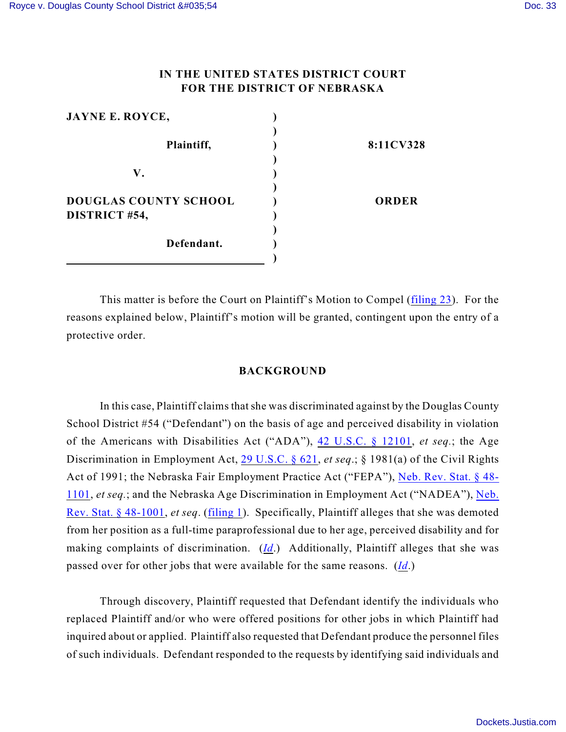IN THE UNITED STATES DISTRICT COURT
FOR THE DISTRICT OF NEBRASKA

| | | |
|---|---|---|
| **JAYNE E. ROYCE,** | ) | |
| **Plaintiff,** | ) | **8:11CV328** |
| **V.** | ) | |
| **DOUGLAS COUNTY SCHOOL DISTRICT #54,** | ) | **ORDER** |
| **Defendant.** | ) | |

This matter is before the Court on Plaintiff's Motion to Compel (filing 23). For the reasons explained below, Plaintiff's motion will be granted, contingent upon the entry of a protective order.

## BACKGROUND

In this case, Plaintiff claims that she was discriminated against by the Douglas County School District #54 ("Defendant") on the basis of age and perceived disability in violation of the Americans with Disabilities Act ("ADA"), 42 U.S.C. § 12101, *et seq.*; the Age Discrimination in Employment Act, 29 U.S.C. § 621, *et seq.*; § 1981(a) of the Civil Rights Act of 1991; the Nebraska Fair Employment Practice Act ("FEPA"), Neb. Rev. Stat. § 48-1101, *et seq.*; and the Nebraska Age Discrimination in Employment Act ("NADEA"), Neb. Rev. Stat. § 48-1001, *et seq*. (filing 1). Specifically, Plaintiff alleges that she was demoted from her position as a full-time paraprofessional due to her age, perceived disability and for making complaints of discrimination. (*Id*.) Additionally, Plaintiff alleges that she was passed over for other jobs that were available for the same reasons. (*Id*.)

Through discovery, Plaintiff requested that Defendant identify the individuals who replaced Plaintiff and/or who were offered positions for other jobs in which Plaintiff had inquired about or applied. Plaintiff also requested that Defendant produce the personnel files of such individuals. Defendant responded to the requests by identifying said individuals and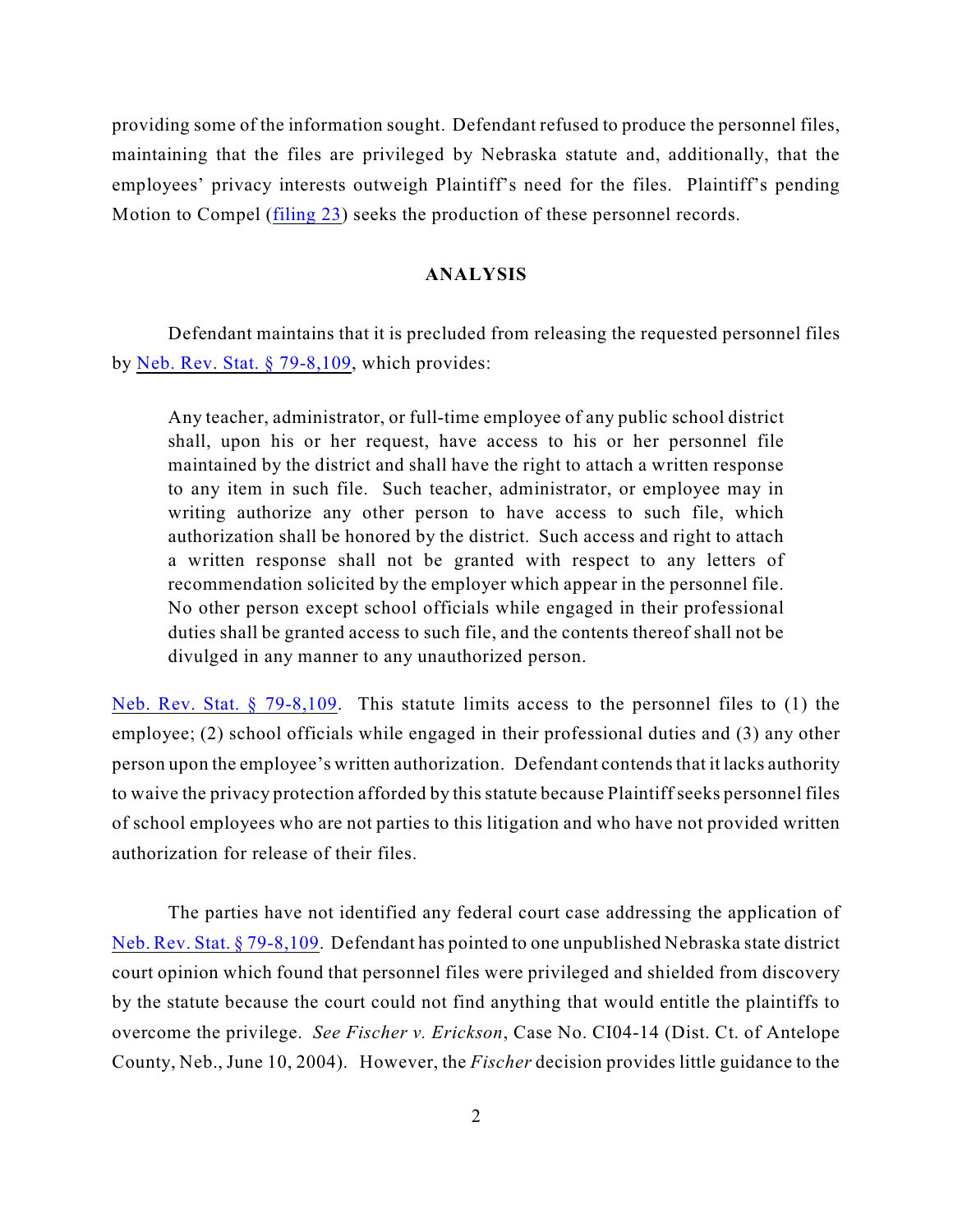providing some of the information sought. Defendant refused to produce the personnel files, maintaining that the files are privileged by Nebraska statute and, additionally, that the employees' privacy interests outweigh Plaintiff's need for the files. Plaintiff's pending Motion to Compel (filing 23) seeks the production of these personnel records.

## ANALYSIS

Defendant maintains that it is precluded from releasing the requested personnel files by Neb. Rev. Stat. § 79-8,109, which provides:

> Any teacher, administrator, or full-time employee of any public school district shall, upon his or her request, have access to his or her personnel file maintained by the district and shall have the right to attach a written response to any item in such file. Such teacher, administrator, or employee may in writing authorize any other person to have access to such file, which authorization shall be honored by the district. Such access and right to attach a written response shall not be granted with respect to any letters of recommendation solicited by the employer which appear in the personnel file. No other person except school officials while engaged in their professional duties shall be granted access to such file, and the contents thereof shall not be divulged in any manner to any unauthorized person.

Neb. Rev. Stat. § 79-8,109. This statute limits access to the personnel files to (1) the employee; (2) school officials while engaged in their professional duties and (3) any other person upon the employee's written authorization. Defendant contends that it lacks authority to waive the privacy protection afforded by this statute because Plaintiff seeks personnel files of school employees who are not parties to this litigation and who have not provided written authorization for release of their files.

The parties have not identified any federal court case addressing the application of Neb. Rev. Stat. § 79-8,109. Defendant has pointed to one unpublished Nebraska state district court opinion which found that personnel files were privileged and shielded from discovery by the statute because the court could not find anything that would entitle the plaintiffs to overcome the privilege. *See Fischer v. Erickson*, Case No. CI04-14 (Dist. Ct. of Antelope County, Neb., June 10, 2004). However, the *Fischer* decision provides little guidance to the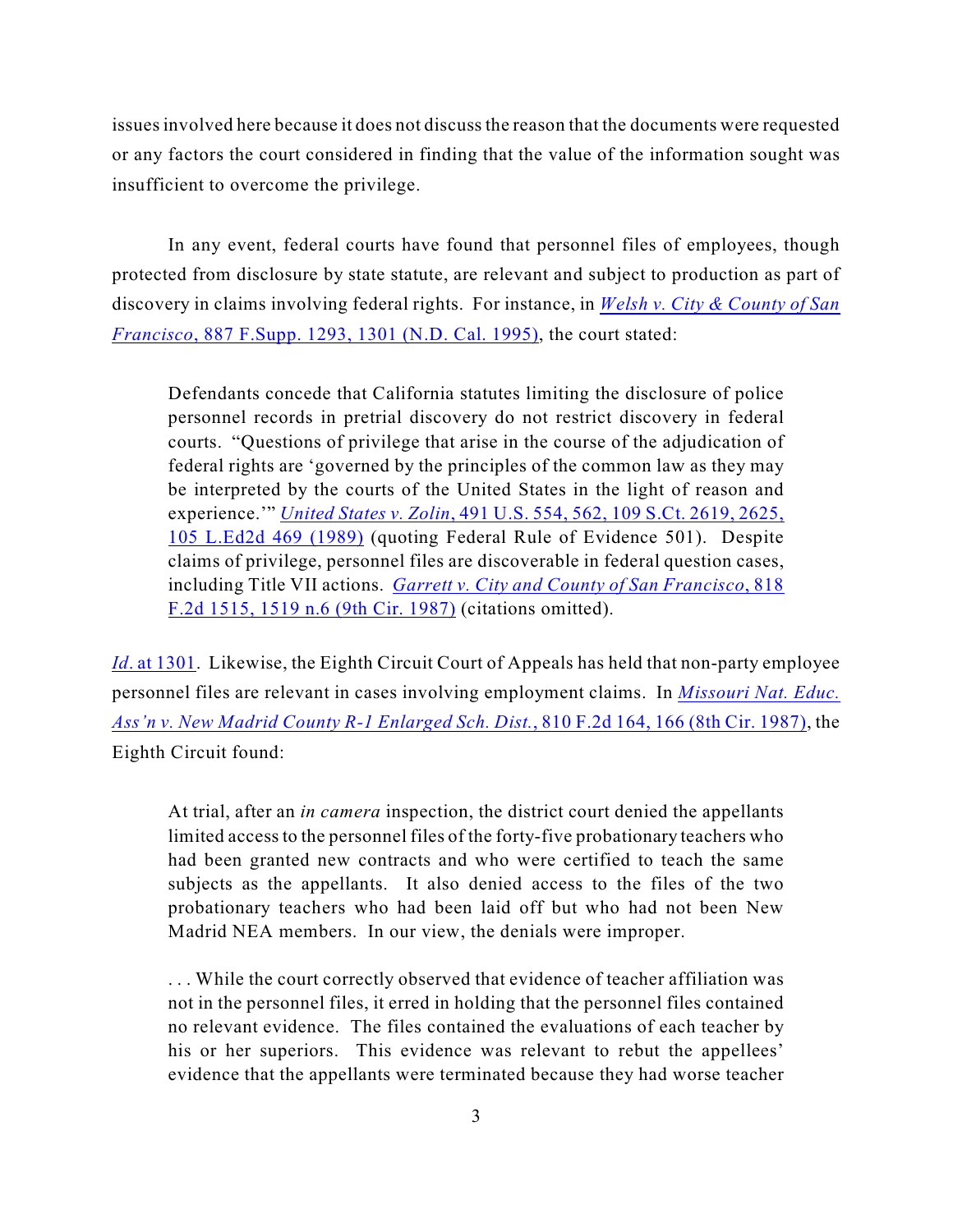issues involved here because it does not discuss the reason that the documents were requested or any factors the court considered in finding that the value of the information sought was insufficient to overcome the privilege.

In any event, federal courts have found that personnel files of employees, though protected from disclosure by state statute, are relevant and subject to production as part of discovery in claims involving federal rights. For instance, in *Welsh v. City & County of San Francisco*, 887 F.Supp. 1293, 1301 (N.D. Cal. 1995), the court stated:

> Defendants concede that California statutes limiting the disclosure of police personnel records in pretrial discovery do not restrict discovery in federal courts. "Questions of privilege that arise in the course of the adjudication of federal rights are 'governed by the principles of the common law as they may be interpreted by the courts of the United States in the light of reason and experience.'" *United States v. Zolin*, 491 U.S. 554, 562, 109 S.Ct. 2619, 2625, 105 L.Ed2d 469 (1989) (quoting Federal Rule of Evidence 501). Despite claims of privilege, personnel files are discoverable in federal question cases, including Title VII actions. *Garrett v. City and County of San Francisco*, 818 F.2d 1515, 1519 n.6 (9th Cir. 1987) (citations omitted).

*Id*. at 1301. Likewise, the Eighth Circuit Court of Appeals has held that non-party employee personnel files are relevant in cases involving employment claims. In *Missouri Nat. Educ. Ass'n v. New Madrid County R-1 Enlarged Sch. Dist.*, 810 F.2d 164, 166 (8th Cir. 1987), the Eighth Circuit found:

> At trial, after an *in camera* inspection, the district court denied the appellants limited access to the personnel files of the forty-five probationary teachers who had been granted new contracts and who were certified to teach the same subjects as the appellants. It also denied access to the files of the two probationary teachers who had been laid off but who had not been New Madrid NEA members. In our view, the denials were improper.
>
> . . . While the court correctly observed that evidence of teacher affiliation was not in the personnel files, it erred in holding that the personnel files contained no relevant evidence. The files contained the evaluations of each teacher by his or her superiors. This evidence was relevant to rebut the appellees' evidence that the appellants were terminated because they had worse teacher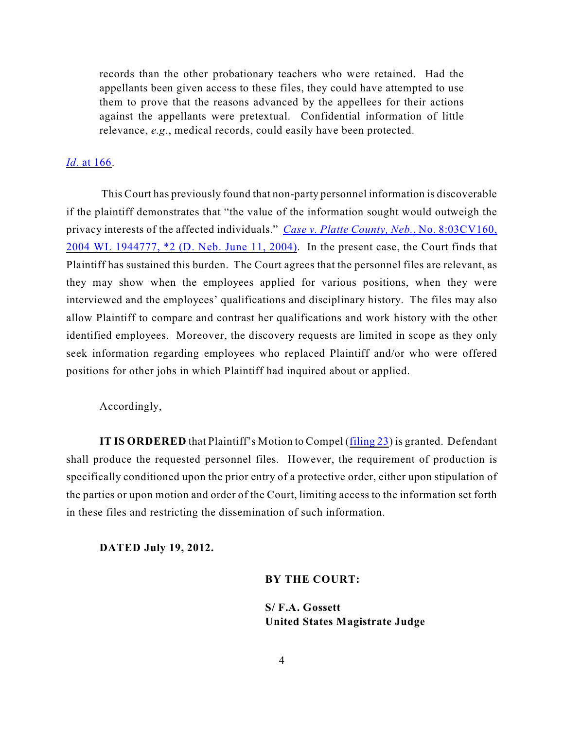> records than the other probationary teachers who were retained. Had the appellants been given access to these files, they could have attempted to use them to prove that the reasons advanced by the appellees for their actions against the appellants were pretextual. Confidential information of little relevance, *e.g.*, medical records, could easily have been protected.

*Id*. at 166.

This Court has previously found that non-party personnel information is discoverable if the plaintiff demonstrates that "the value of the information sought would outweigh the privacy interests of the affected individuals." *Case v. Platte County, Neb.*, No. 8:03CV160, 2004 WL 1944777, *2 (D. Neb. June 11, 2004). In the present case, the Court finds that Plaintiff has sustained this burden. The Court agrees that the personnel files are relevant, as they may show when the employees applied for various positions, when they were interviewed and the employees' qualifications and disciplinary history. The files may also allow Plaintiff to compare and contrast her qualifications and work history with the other identified employees. Moreover, the discovery requests are limited in scope as they only seek information regarding employees who replaced Plaintiff and/or who were offered positions for other jobs in which Plaintiff had inquired about or applied.

Accordingly,

**IT IS ORDERED** that Plaintiff's Motion to Compel (filing 23) is granted. Defendant shall produce the requested personnel files. However, the requirement of production is specifically conditioned upon the prior entry of a protective order, either upon stipulation of the parties or upon motion and order of the Court, limiting access to the information set forth in these files and restricting the dissemination of such information.

**DATED July 19, 2012.**

**BY THE COURT:**

**S/ F.A. Gossett**
**United States Magistrate Judge**